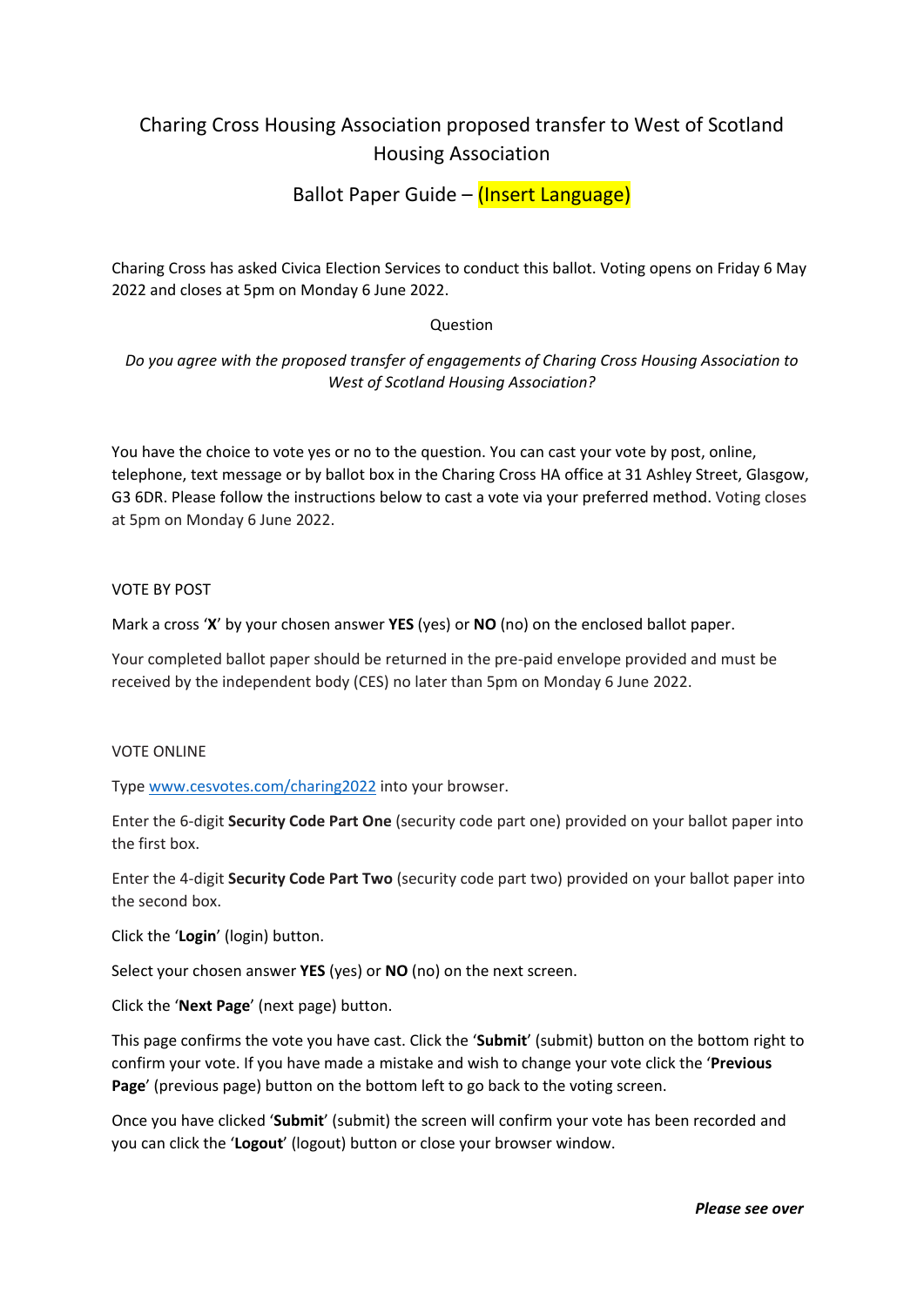# Charing Cross Housing Association proposed transfer to West of Scotland Housing Association

## Ballot Paper Guide – (Insert Language)

Charing Cross has asked Civica Election Services to conduct this ballot. Voting opens on Friday 6 May 2022 and closes at 5pm on Monday 6 June 2022.

Question

*Do you agree with the proposed transfer of engagements of Charing Cross Housing Association to West of Scotland Housing Association?*

You have the choice to vote yes or no to the question. You can cast your vote by post, online, telephone, text message or by ballot box in the Charing Cross HA office at 31 Ashley Street, Glasgow, G3 6DR. Please follow the instructions below to cast a vote via your preferred method. Voting closes at 5pm on Monday 6 June 2022.

### VOTE BY POST

Mark a cross '**X**' by your chosen answer **YES** (yes) or **NO** (no) on the enclosed ballot paper.

Your completed ballot paper should be returned in the pre-paid envelope provided and must be received by the independent body (CES) no later than 5pm on Monday 6 June 2022.

### VOTE ONLINE

Type www.cesvotes.com/charing2022 into your browser.

Enter the 6-digit **Security Code Part One** (security code part one) provided on your ballot paper into the first box.

Enter the 4-digit **Security Code Part Two** (security code part two) provided on your ballot paper into the second box.

Click the '**Login**' (login) button.

Select your chosen answer **YES** (yes) or **NO** (no) on the next screen.

Click the '**Next Page**' (next page) button.

This page confirms the vote you have cast. Click the '**Submit**' (submit) button on the bottom right to confirm your vote. If you have made a mistake and wish to change your vote click the '**Previous Page**' (previous page) button on the bottom left to go back to the voting screen.

Once you have clicked '**Submit**' (submit) the screen will confirm your vote has been recorded and you can click the '**Logout**' (logout) button or close your browser window.

***Please see over***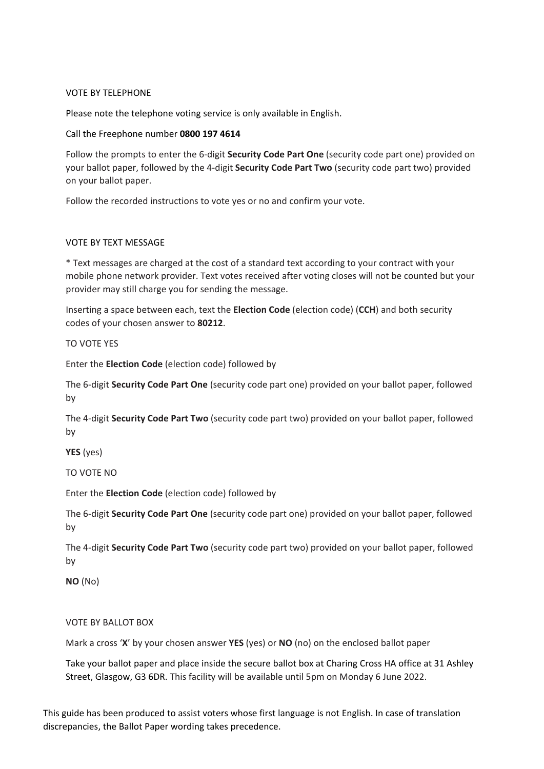## VOTE BY TELEPHONE

Please note the telephone voting service is only available in English.

Call the Freephone number **0800 197 4614**

Follow the prompts to enter the 6-digit **Security Code Part One** (security code part one) provided on your ballot paper, followed by the 4-digit **Security Code Part Two** (security code part two) provided on your ballot paper.

Follow the recorded instructions to vote yes or no and confirm your vote.

## VOTE BY TEXT MESSAGE

* Text messages are charged at the cost of a standard text according to your contract with your mobile phone network provider. Text votes received after voting closes will not be counted but your provider may still charge you for sending the message.

Inserting a space between each, text the **Election Code** (election code) (**CCH**) and both security codes of your chosen answer to **80212**.

### TO VOTE YES

Enter the **Election Code** (election code) followed by

The 6-digit **Security Code Part One** (security code part one) provided on your ballot paper, followed by

The 4-digit **Security Code Part Two** (security code part two) provided on your ballot paper, followed by

**YES** (yes)

### TO VOTE NO

Enter the **Election Code** (election code) followed by

The 6-digit **Security Code Part One** (security code part one) provided on your ballot paper, followed by

The 4-digit **Security Code Part Two** (security code part two) provided on your ballot paper, followed by

**NO** (No)

## VOTE BY BALLOT BOX

Mark a cross '**X**' by your chosen answer **YES** (yes) or **NO** (no) on the enclosed ballot paper

Take your ballot paper and place inside the secure ballot box at Charing Cross HA office at 31 Ashley Street, Glasgow, G3 6DR. This facility will be available until 5pm on Monday 6 June 2022.

This guide has been produced to assist voters whose first language is not English. In case of translation discrepancies, the Ballot Paper wording takes precedence.